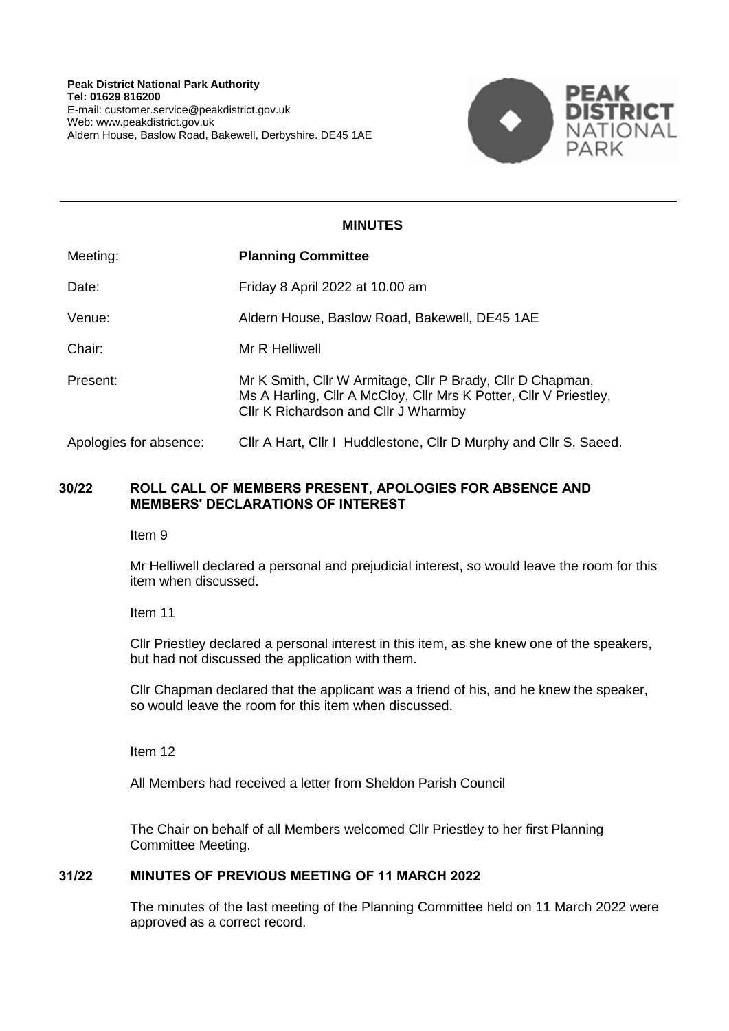**Peak District National Park Authority**
**Tel: 01629 816200**
E-mail: customer.service@peakdistrict.gov.uk
Web: www.peakdistrict.gov.uk
Aldern House, Baslow Road, Bakewell, Derbyshire. DE45 1AE

PEAK DISTRICT NATIONAL PARK

---

## MINUTES

| | |
|---|---|
| Meeting: | **Planning Committee** |
| Date: | Friday 8 April 2022 at 10.00 am |
| Venue: | Aldern House, Baslow Road, Bakewell, DE45 1AE |
| Chair: | Mr R Helliwell |
| Present: | Mr K Smith, Cllr W Armitage, Cllr P Brady, Cllr D Chapman, Ms A Harling, Cllr A McCloy, Cllr Mrs K Potter, Cllr V Priestley, Cllr K Richardson and Cllr J Wharmby |
| Apologies for absence: | Cllr A Hart, Cllr I Huddlestone, Cllr D Murphy and Cllr S. Saeed. |

### 30/22 ROLL CALL OF MEMBERS PRESENT, APOLOGIES FOR ABSENCE AND MEMBERS' DECLARATIONS OF INTEREST

Item 9

Mr Helliwell declared a personal and prejudicial interest, so would leave the room for this item when discussed.

Item 11

Cllr Priestley declared a personal interest in this item, as she knew one of the speakers, but had not discussed the application with them.

Cllr Chapman declared that the applicant was a friend of his, and he knew the speaker, so would leave the room for this item when discussed.

Item 12

All Members had received a letter from Sheldon Parish Council

The Chair on behalf of all Members welcomed Cllr Priestley to her first Planning Committee Meeting.

### 31/22 MINUTES OF PREVIOUS MEETING OF 11 MARCH 2022

The minutes of the last meeting of the Planning Committee held on 11 March 2022 were approved as a correct record.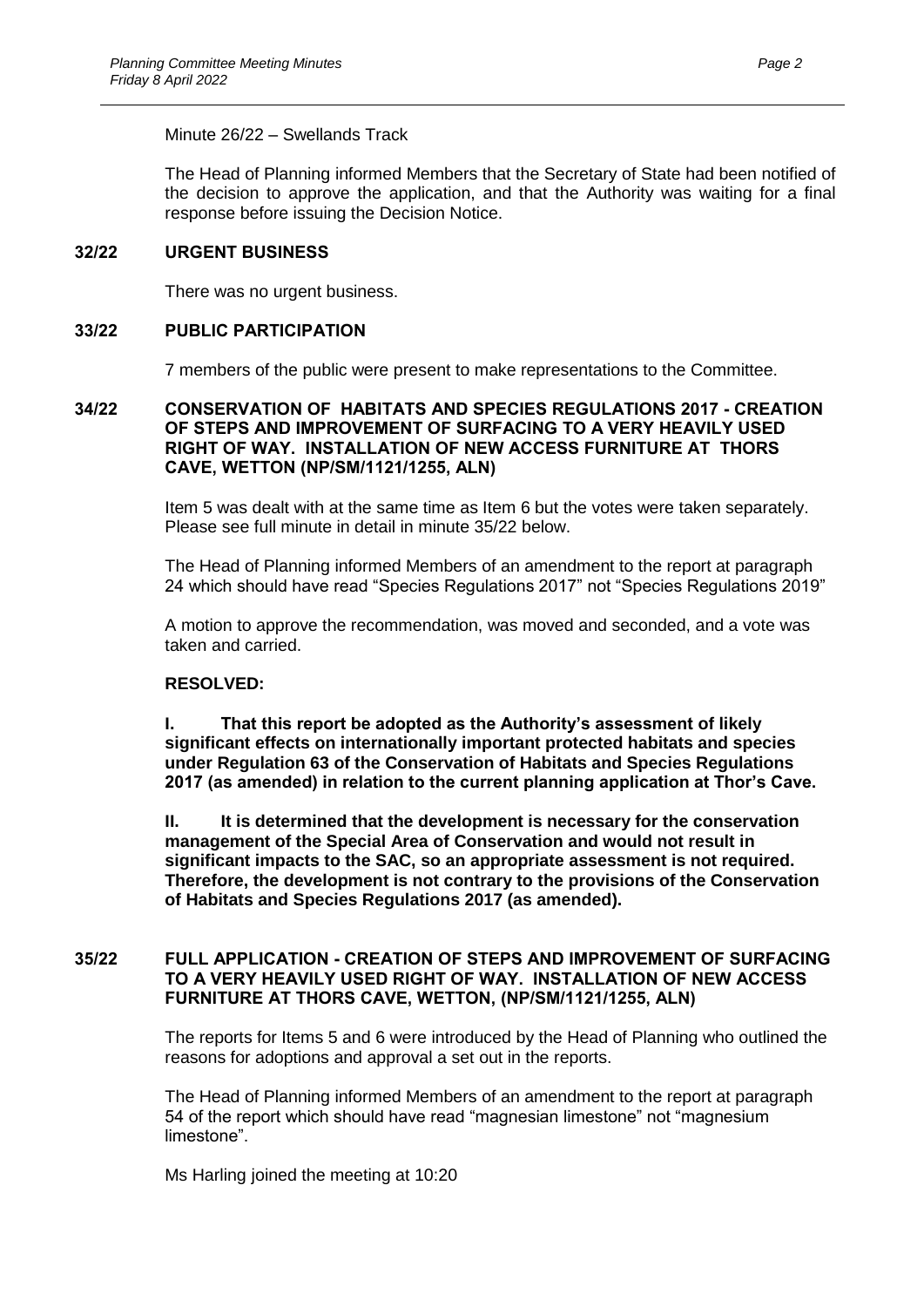Minute 26/22 – Swellands Track

The Head of Planning informed Members that the Secretary of State had been notified of the decision to approve the application, and that the Authority was waiting for a final response before issuing the Decision Notice.

## 32/22 URGENT BUSINESS

There was no urgent business.

## 33/22 PUBLIC PARTICIPATION

7 members of the public were present to make representations to the Committee.

## 34/22 CONSERVATION OF HABITATS AND SPECIES REGULATIONS 2017 - CREATION OF STEPS AND IMPROVEMENT OF SURFACING TO A VERY HEAVILY USED RIGHT OF WAY. INSTALLATION OF NEW ACCESS FURNITURE AT THORS CAVE, WETTON (NP/SM/1121/1255, ALN)

Item 5 was dealt with at the same time as Item 6 but the votes were taken separately. Please see full minute in detail in minute 35/22 below.

The Head of Planning informed Members of an amendment to the report at paragraph 24 which should have read "Species Regulations 2017" not "Species Regulations 2019"

A motion to approve the recommendation, was moved and seconded, and a vote was taken and carried.

**RESOLVED:**

**I. That this report be adopted as the Authority's assessment of likely significant effects on internationally important protected habitats and species under Regulation 63 of the Conservation of Habitats and Species Regulations 2017 (as amended) in relation to the current planning application at Thor's Cave.**

**II. It is determined that the development is necessary for the conservation management of the Special Area of Conservation and would not result in significant impacts to the SAC, so an appropriate assessment is not required. Therefore, the development is not contrary to the provisions of the Conservation of Habitats and Species Regulations 2017 (as amended).**

## 35/22 FULL APPLICATION - CREATION OF STEPS AND IMPROVEMENT OF SURFACING TO A VERY HEAVILY USED RIGHT OF WAY. INSTALLATION OF NEW ACCESS FURNITURE AT THORS CAVE, WETTON, (NP/SM/1121/1255, ALN)

The reports for Items 5 and 6 were introduced by the Head of Planning who outlined the reasons for adoptions and approval a set out in the reports.

The Head of Planning informed Members of an amendment to the report at paragraph 54 of the report which should have read "magnesian limestone" not "magnesium limestone".

Ms Harling joined the meeting at 10:20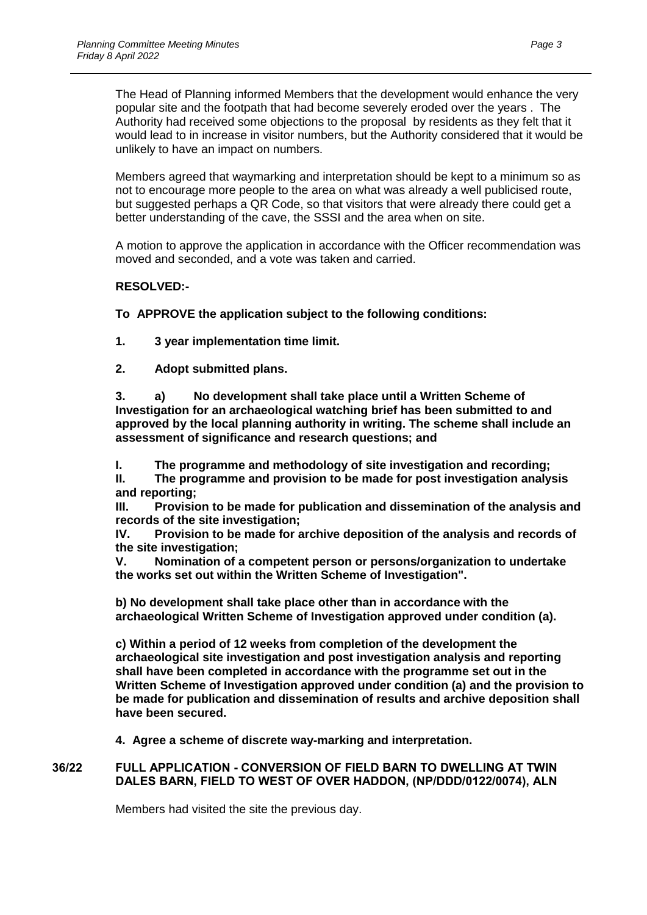The Head of Planning informed Members that the development would enhance the very popular site and the footpath that had become severely eroded over the years . The Authority had received some objections to the proposal by residents as they felt that it would lead to in increase in visitor numbers, but the Authority considered that it would be unlikely to have an impact on numbers.

Members agreed that waymarking and interpretation should be kept to a minimum so as not to encourage more people to the area on what was already a well publicised route, but suggested perhaps a QR Code, so that visitors that were already there could get a better understanding of the cave, the SSSI and the area when on site.

A motion to approve the application in accordance with the Officer recommendation was moved and seconded, and a vote was taken and carried.

**RESOLVED:-**

**To APPROVE the application subject to the following conditions:**

**1. 3 year implementation time limit.**

**2. Adopt submitted plans.**

**3. a) No development shall take place until a Written Scheme of Investigation for an archaeological watching brief has been submitted to and approved by the local planning authority in writing. The scheme shall include an assessment of significance and research questions; and**

**I. The programme and methodology of site investigation and recording;**
**II. The programme and provision to be made for post investigation analysis and reporting;**
**III. Provision to be made for publication and dissemination of the analysis and records of the site investigation;**
**IV. Provision to be made for archive deposition of the analysis and records of the site investigation;**
**V. Nomination of a competent person or persons/organization to undertake the works set out within the Written Scheme of Investigation".**

**b) No development shall take place other than in accordance with the archaeological Written Scheme of Investigation approved under condition (a).**

**c) Within a period of 12 weeks from completion of the development the archaeological site investigation and post investigation analysis and reporting shall have been completed in accordance with the programme set out in the Written Scheme of Investigation approved under condition (a) and the provision to be made for publication and dissemination of results and archive deposition shall have been secured.**

**4. Agree a scheme of discrete way-marking and interpretation.**

## 36/22 FULL APPLICATION - CONVERSION OF FIELD BARN TO DWELLING AT TWIN DALES BARN, FIELD TO WEST OF OVER HADDON, (NP/DDD/0122/0074), ALN

Members had visited the site the previous day.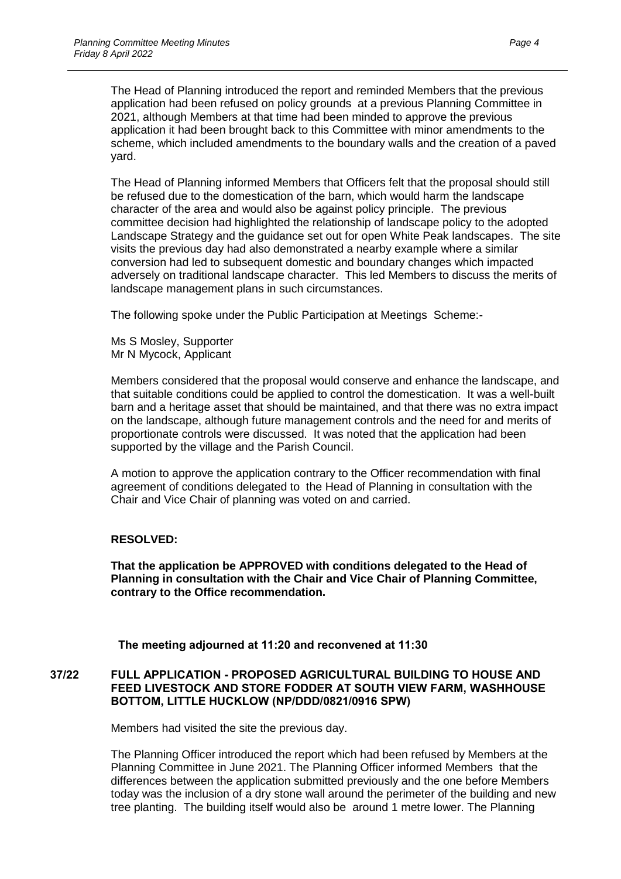The Head of Planning introduced the report and reminded Members that the previous application had been refused on policy grounds at a previous Planning Committee in 2021, although Members at that time had been minded to approve the previous application it had been brought back to this Committee with minor amendments to the scheme, which included amendments to the boundary walls and the creation of a paved yard.

The Head of Planning informed Members that Officers felt that the proposal should still be refused due to the domestication of the barn, which would harm the landscape character of the area and would also be against policy principle. The previous committee decision had highlighted the relationship of landscape policy to the adopted Landscape Strategy and the guidance set out for open White Peak landscapes. The site visits the previous day had also demonstrated a nearby example where a similar conversion had led to subsequent domestic and boundary changes which impacted adversely on traditional landscape character. This led Members to discuss the merits of landscape management plans in such circumstances.

The following spoke under the Public Participation at Meetings Scheme:-

Ms S Mosley, Supporter
Mr N Mycock, Applicant

Members considered that the proposal would conserve and enhance the landscape, and that suitable conditions could be applied to control the domestication. It was a well-built barn and a heritage asset that should be maintained, and that there was no extra impact on the landscape, although future management controls and the need for and merits of proportionate controls were discussed. It was noted that the application had been supported by the village and the Parish Council.

A motion to approve the application contrary to the Officer recommendation with final agreement of conditions delegated to the Head of Planning in consultation with the Chair and Vice Chair of planning was voted on and carried.

**RESOLVED:**

**That the application be APPROVED with conditions delegated to the Head of Planning in consultation with the Chair and Vice Chair of Planning Committee, contrary to the Office recommendation.**

**The meeting adjourned at 11:20 and reconvened at 11:30**

## 37/22 FULL APPLICATION - PROPOSED AGRICULTURAL BUILDING TO HOUSE AND FEED LIVESTOCK AND STORE FODDER AT SOUTH VIEW FARM, WASHHOUSE BOTTOM, LITTLE HUCKLOW (NP/DDD/0821/0916 SPW)

Members had visited the site the previous day.

The Planning Officer introduced the report which had been refused by Members at the Planning Committee in June 2021. The Planning Officer informed Members that the differences between the application submitted previously and the one before Members today was the inclusion of a dry stone wall around the perimeter of the building and new tree planting. The building itself would also be around 1 metre lower. The Planning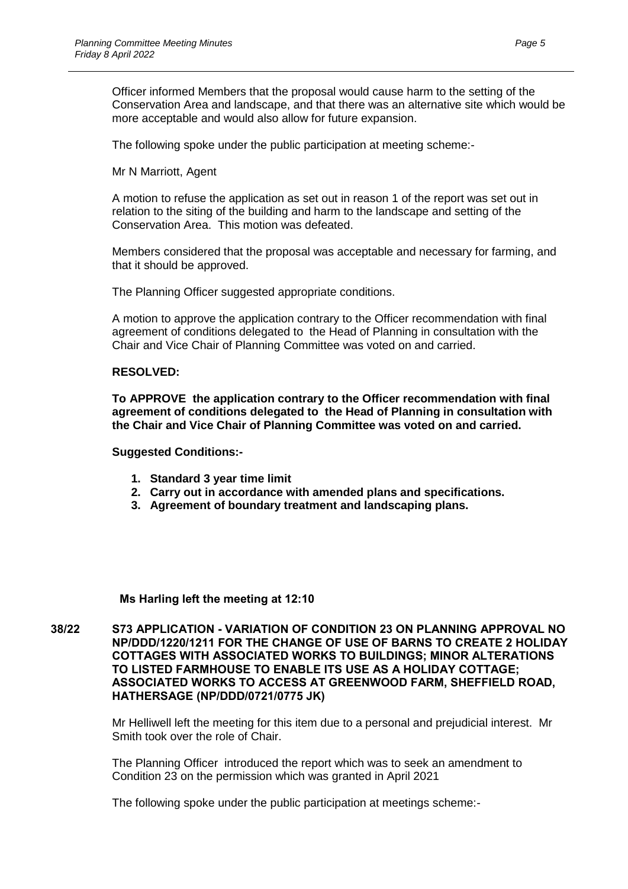Officer informed Members that the proposal would cause harm to the setting of the Conservation Area and landscape, and that there was an alternative site which would be more acceptable and would also allow for future expansion.

The following spoke under the public participation at meeting scheme:-

Mr N Marriott, Agent

A motion to refuse the application as set out in reason 1 of the report was set out in relation to the siting of the building and harm to the landscape and setting of the Conservation Area. This motion was defeated.

Members considered that the proposal was acceptable and necessary for farming, and that it should be approved.

The Planning Officer suggested appropriate conditions.

A motion to approve the application contrary to the Officer recommendation with final agreement of conditions delegated to the Head of Planning in consultation with the Chair and Vice Chair of Planning Committee was voted on and carried.

**RESOLVED:**

**To APPROVE the application contrary to the Officer recommendation with final agreement of conditions delegated to the Head of Planning in consultation with the Chair and Vice Chair of Planning Committee was voted on and carried.**

**Suggested Conditions:-**

1. **Standard 3 year time limit**
2. **Carry out in accordance with amended plans and specifications.**
3. **Agreement of boundary treatment and landscaping plans.**

**Ms Harling left the meeting at 12:10**

**38/22 S73 APPLICATION - VARIATION OF CONDITION 23 ON PLANNING APPROVAL NO NP/DDD/1220/1211 FOR THE CHANGE OF USE OF BARNS TO CREATE 2 HOLIDAY COTTAGES WITH ASSOCIATED WORKS TO BUILDINGS; MINOR ALTERATIONS TO LISTED FARMHOUSE TO ENABLE ITS USE AS A HOLIDAY COTTAGE; ASSOCIATED WORKS TO ACCESS AT GREENWOOD FARM, SHEFFIELD ROAD, HATHERSAGE (NP/DDD/0721/0775 JK)**

Mr Helliwell left the meeting for this item due to a personal and prejudicial interest. Mr Smith took over the role of Chair.

The Planning Officer introduced the report which was to seek an amendment to Condition 23 on the permission which was granted in April 2021

The following spoke under the public participation at meetings scheme:-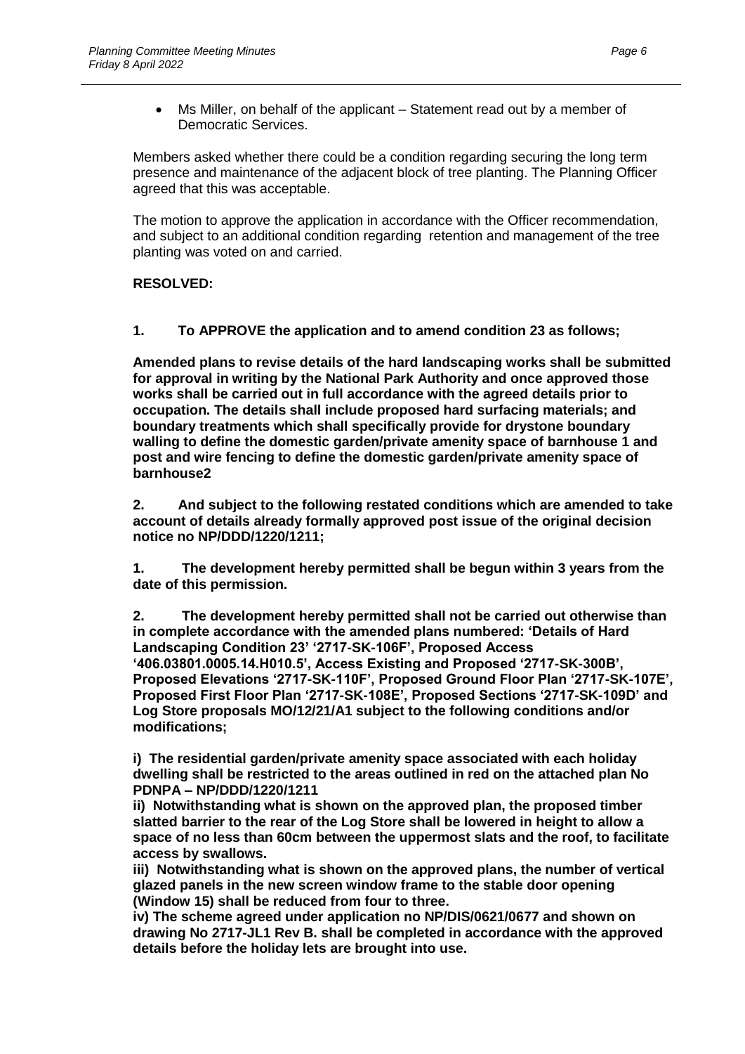- Ms Miller, on behalf of the applicant – Statement read out by a member of Democratic Services.

Members asked whether there could be a condition regarding securing the long term presence and maintenance of the adjacent block of tree planting. The Planning Officer agreed that this was acceptable.

The motion to approve the application in accordance with the Officer recommendation, and subject to an additional condition regarding retention and management of the tree planting was voted on and carried.

**RESOLVED:**

**1. To APPROVE the application and to amend condition 23 as follows;**

**Amended plans to revise details of the hard landscaping works shall be submitted for approval in writing by the National Park Authority and once approved those works shall be carried out in full accordance with the agreed details prior to occupation. The details shall include proposed hard surfacing materials; and boundary treatments which shall specifically provide for drystone boundary walling to define the domestic garden/private amenity space of barnhouse 1 and post and wire fencing to define the domestic garden/private amenity space of barnhouse2**

**2. And subject to the following restated conditions which are amended to take account of details already formally approved post issue of the original decision notice no NP/DDD/1220/1211;**

**1. The development hereby permitted shall be begun within 3 years from the date of this permission.**

**2. The development hereby permitted shall not be carried out otherwise than in complete accordance with the amended plans numbered: 'Details of Hard Landscaping Condition 23' '2717-SK-106F', Proposed Access '406.03801.0005.14.H010.5', Access Existing and Proposed '2717-SK-300B', Proposed Elevations '2717-SK-110F', Proposed Ground Floor Plan '2717-SK-107E', Proposed First Floor Plan '2717-SK-108E', Proposed Sections '2717-SK-109D' and Log Store proposals MO/12/21/A1 subject to the following conditions and/or modifications;**

**i) The residential garden/private amenity space associated with each holiday dwelling shall be restricted to the areas outlined in red on the attached plan No PDNPA – NP/DDD/1220/1211**

**ii) Notwithstanding what is shown on the approved plan, the proposed timber slatted barrier to the rear of the Log Store shall be lowered in height to allow a space of no less than 60cm between the uppermost slats and the roof, to facilitate access by swallows.**

**iii) Notwithstanding what is shown on the approved plans, the number of vertical glazed panels in the new screen window frame to the stable door opening (Window 15) shall be reduced from four to three.**

**iv) The scheme agreed under application no NP/DIS/0621/0677 and shown on drawing No 2717-JL1 Rev B. shall be completed in accordance with the approved details before the holiday lets are brought into use.**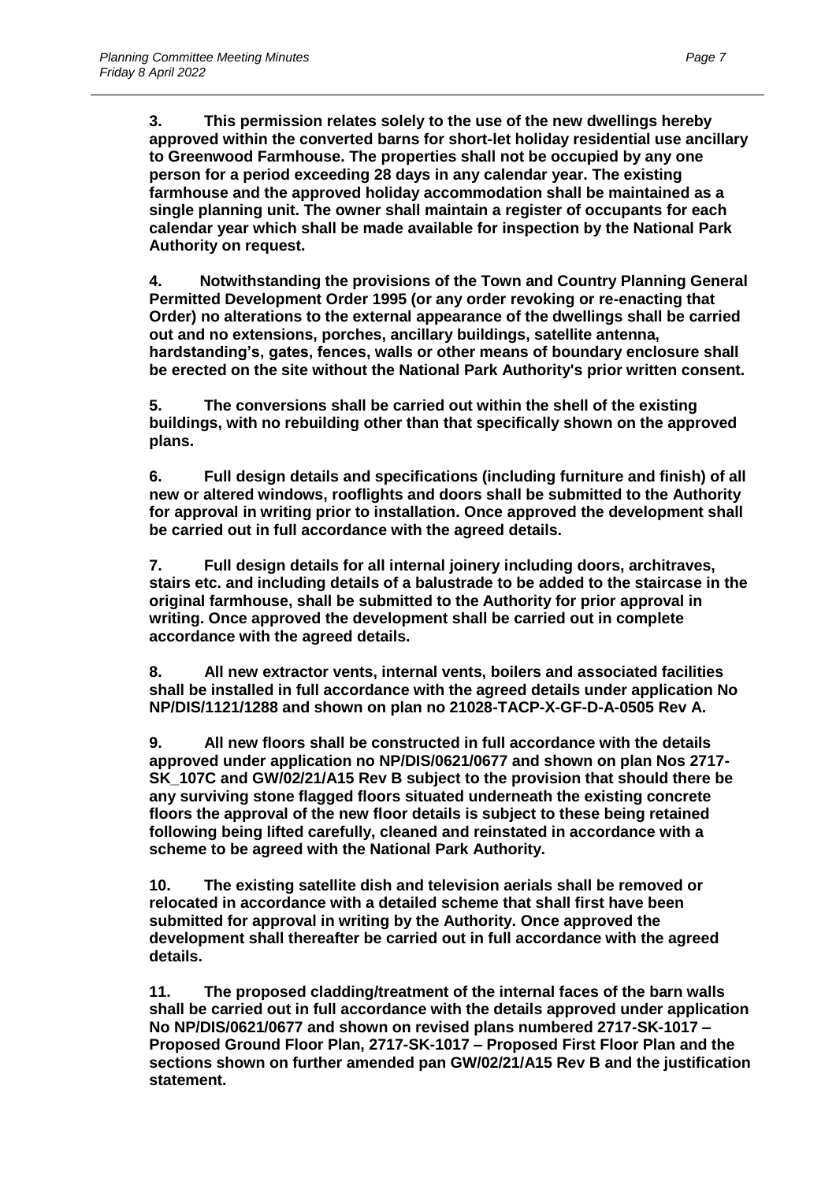**3. This permission relates solely to the use of the new dwellings hereby approved within the converted barns for short-let holiday residential use ancillary to Greenwood Farmhouse. The properties shall not be occupied by any one person for a period exceeding 28 days in any calendar year. The existing farmhouse and the approved holiday accommodation shall be maintained as a single planning unit. The owner shall maintain a register of occupants for each calendar year which shall be made available for inspection by the National Park Authority on request.**

**4. Notwithstanding the provisions of the Town and Country Planning General Permitted Development Order 1995 (or any order revoking or re-enacting that Order) no alterations to the external appearance of the dwellings shall be carried out and no extensions, porches, ancillary buildings, satellite antenna, hardstanding's, gates, fences, walls or other means of boundary enclosure shall be erected on the site without the National Park Authority's prior written consent.**

**5. The conversions shall be carried out within the shell of the existing buildings, with no rebuilding other than that specifically shown on the approved plans.**

**6. Full design details and specifications (including furniture and finish) of all new or altered windows, rooflights and doors shall be submitted to the Authority for approval in writing prior to installation. Once approved the development shall be carried out in full accordance with the agreed details.**

**7. Full design details for all internal joinery including doors, architraves, stairs etc. and including details of a balustrade to be added to the staircase in the original farmhouse, shall be submitted to the Authority for prior approval in writing. Once approved the development shall be carried out in complete accordance with the agreed details.**

**8. All new extractor vents, internal vents, boilers and associated facilities shall be installed in full accordance with the agreed details under application No NP/DIS/1121/1288 and shown on plan no 21028-TACP-X-GF-D-A-0505 Rev A.**

**9. All new floors shall be constructed in full accordance with the details approved under application no NP/DIS/0621/0677 and shown on plan Nos 2717-SK_107C and GW/02/21/A15 Rev B subject to the provision that should there be any surviving stone flagged floors situated underneath the existing concrete floors the approval of the new floor details is subject to these being retained following being lifted carefully, cleaned and reinstated in accordance with a scheme to be agreed with the National Park Authority.**

**10. The existing satellite dish and television aerials shall be removed or relocated in accordance with a detailed scheme that shall first have been submitted for approval in writing by the Authority. Once approved the development shall thereafter be carried out in full accordance with the agreed details.**

**11. The proposed cladding/treatment of the internal faces of the barn walls shall be carried out in full accordance with the details approved under application No NP/DIS/0621/0677 and shown on revised plans numbered 2717-SK-1017 – Proposed Ground Floor Plan, 2717-SK-1017 – Proposed First Floor Plan and the sections shown on further amended pan GW/02/21/A15 Rev B and the justification statement.**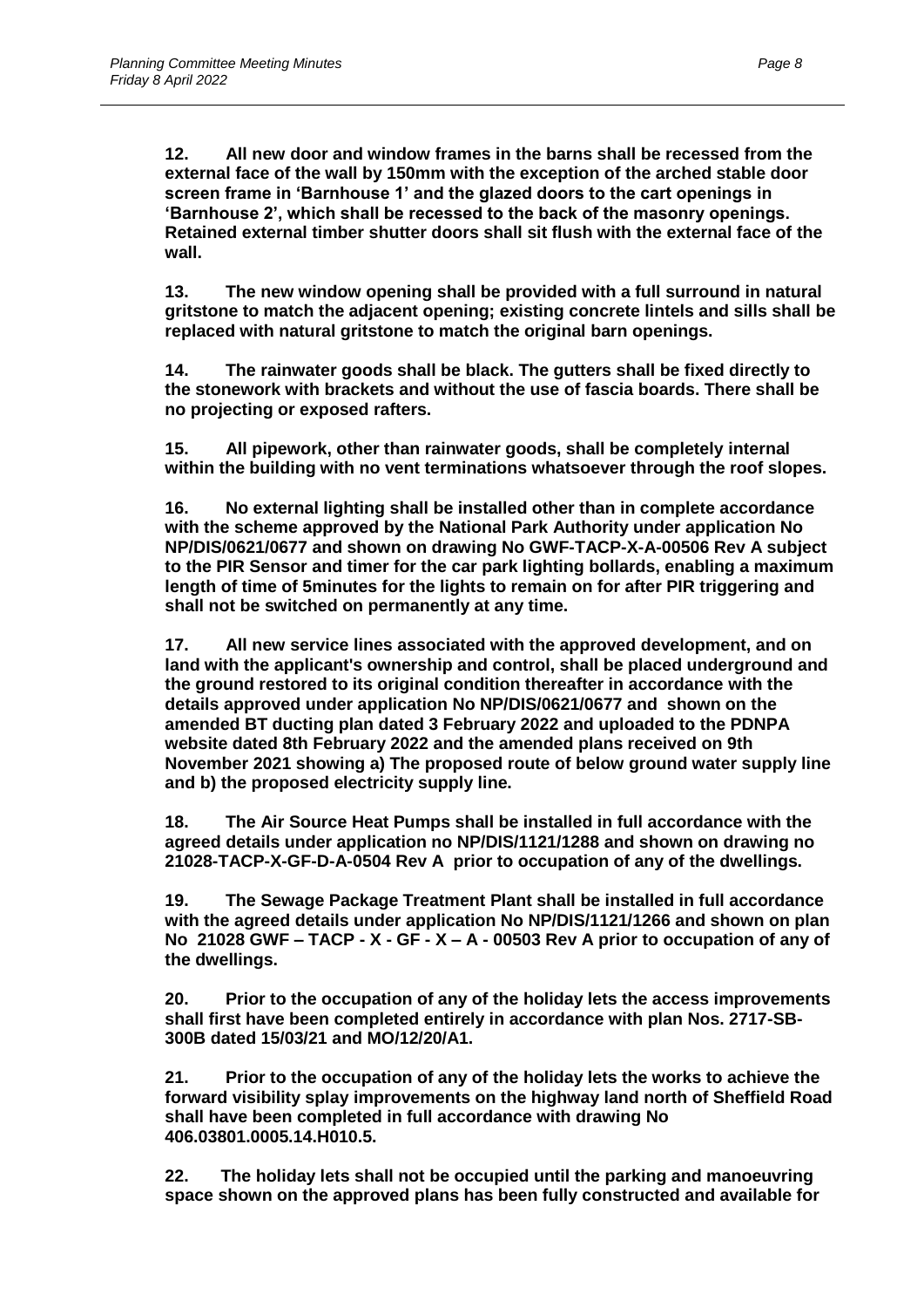**12. All new door and window frames in the barns shall be recessed from the external face of the wall by 150mm with the exception of the arched stable door screen frame in 'Barnhouse 1' and the glazed doors to the cart openings in 'Barnhouse 2', which shall be recessed to the back of the masonry openings. Retained external timber shutter doors shall sit flush with the external face of the wall.**

**13. The new window opening shall be provided with a full surround in natural gritstone to match the adjacent opening; existing concrete lintels and sills shall be replaced with natural gritstone to match the original barn openings.**

**14. The rainwater goods shall be black. The gutters shall be fixed directly to the stonework with brackets and without the use of fascia boards. There shall be no projecting or exposed rafters.**

**15. All pipework, other than rainwater goods, shall be completely internal within the building with no vent terminations whatsoever through the roof slopes.**

**16. No external lighting shall be installed other than in complete accordance with the scheme approved by the National Park Authority under application No NP/DIS/0621/0677 and shown on drawing No GWF-TACP-X-A-00506 Rev A subject to the PIR Sensor and timer for the car park lighting bollards, enabling a maximum length of time of 5minutes for the lights to remain on for after PIR triggering and shall not be switched on permanently at any time.**

**17. All new service lines associated with the approved development, and on land with the applicant's ownership and control, shall be placed underground and the ground restored to its original condition thereafter in accordance with the details approved under application No NP/DIS/0621/0677 and shown on the amended BT ducting plan dated 3 February 2022 and uploaded to the PDNPA website dated 8th February 2022 and the amended plans received on 9th November 2021 showing a) The proposed route of below ground water supply line and b) the proposed electricity supply line.**

**18. The Air Source Heat Pumps shall be installed in full accordance with the agreed details under application no NP/DIS/1121/1288 and shown on drawing no 21028-TACP-X-GF-D-A-0504 Rev A prior to occupation of any of the dwellings.**

**19. The Sewage Package Treatment Plant shall be installed in full accordance with the agreed details under application No NP/DIS/1121/1266 and shown on plan No 21028 GWF – TACP - X - GF - X – A - 00503 Rev A prior to occupation of any of the dwellings.**

**20. Prior to the occupation of any of the holiday lets the access improvements shall first have been completed entirely in accordance with plan Nos. 2717-SB-300B dated 15/03/21 and MO/12/20/A1.**

**21. Prior to the occupation of any of the holiday lets the works to achieve the forward visibility splay improvements on the highway land north of Sheffield Road shall have been completed in full accordance with drawing No 406.03801.0005.14.H010.5.**

**22. The holiday lets shall not be occupied until the parking and manoeuvring space shown on the approved plans has been fully constructed and available for**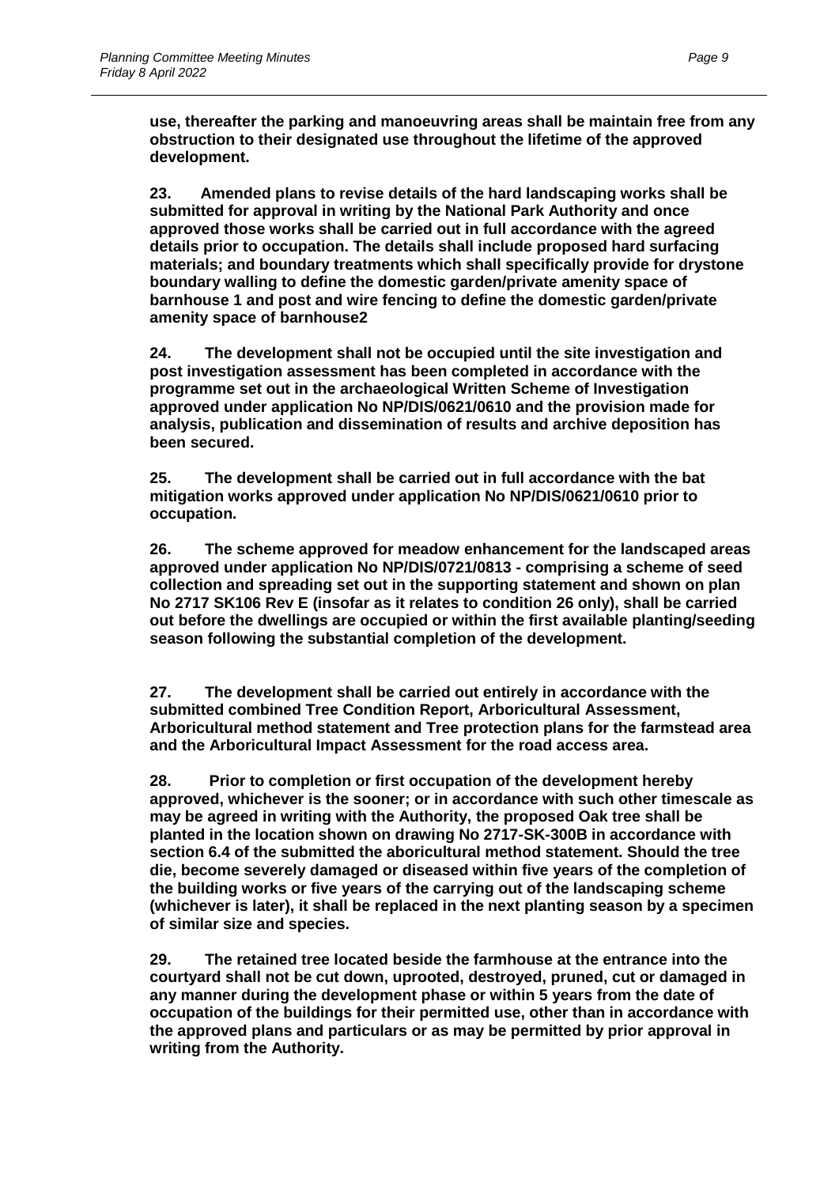**use, thereafter the parking and manoeuvring areas shall be maintain free from any obstruction to their designated use throughout the lifetime of the approved development.**

**23. Amended plans to revise details of the hard landscaping works shall be submitted for approval in writing by the National Park Authority and once approved those works shall be carried out in full accordance with the agreed details prior to occupation. The details shall include proposed hard surfacing materials; and boundary treatments which shall specifically provide for drystone boundary walling to define the domestic garden/private amenity space of barnhouse 1 and post and wire fencing to define the domestic garden/private amenity space of barnhouse2**

**24. The development shall not be occupied until the site investigation and post investigation assessment has been completed in accordance with the programme set out in the archaeological Written Scheme of Investigation approved under application No NP/DIS/0621/0610 and the provision made for analysis, publication and dissemination of results and archive deposition has been secured.**

**25. The development shall be carried out in full accordance with the bat mitigation works approved under application No NP/DIS/0621/0610 prior to occupation.**

**26. The scheme approved for meadow enhancement for the landscaped areas approved under application No NP/DIS/0721/0813 - comprising a scheme of seed collection and spreading set out in the supporting statement and shown on plan No 2717 SK106 Rev E (insofar as it relates to condition 26 only), shall be carried out before the dwellings are occupied or within the first available planting/seeding season following the substantial completion of the development.**

**27. The development shall be carried out entirely in accordance with the submitted combined Tree Condition Report, Arboricultural Assessment, Arboricultural method statement and Tree protection plans for the farmstead area and the Arboricultural Impact Assessment for the road access area.**

**28. Prior to completion or first occupation of the development hereby approved, whichever is the sooner; or in accordance with such other timescale as may be agreed in writing with the Authority, the proposed Oak tree shall be planted in the location shown on drawing No 2717-SK-300B in accordance with section 6.4 of the submitted the aboricultural method statement. Should the tree die, become severely damaged or diseased within five years of the completion of the building works or five years of the carrying out of the landscaping scheme (whichever is later), it shall be replaced in the next planting season by a specimen of similar size and species.**

**29. The retained tree located beside the farmhouse at the entrance into the courtyard shall not be cut down, uprooted, destroyed, pruned, cut or damaged in any manner during the development phase or within 5 years from the date of occupation of the buildings for their permitted use, other than in accordance with the approved plans and particulars or as may be permitted by prior approval in writing from the Authority.**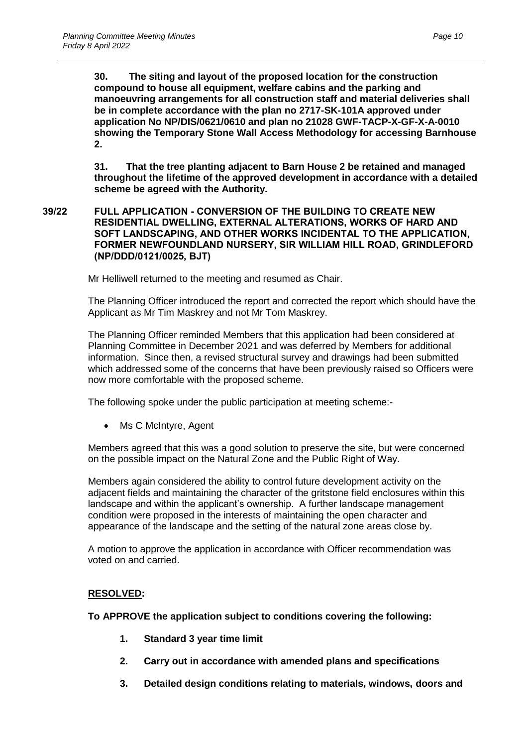**30. The siting and layout of the proposed location for the construction compound to house all equipment, welfare cabins and the parking and manoeuvring arrangements for all construction staff and material deliveries shall be in complete accordance with the plan no 2717-SK-101A approved under application No NP/DIS/0621/0610 and plan no 21028 GWF-TACP-X-GF-X-A-0010 showing the Temporary Stone Wall Access Methodology for accessing Barnhouse 2.**

**31. That the tree planting adjacent to Barn House 2 be retained and managed throughout the lifetime of the approved development in accordance with a detailed scheme be agreed with the Authority.**

## 39/22 FULL APPLICATION - CONVERSION OF THE BUILDING TO CREATE NEW RESIDENTIAL DWELLING, EXTERNAL ALTERATIONS, WORKS OF HARD AND SOFT LANDSCAPING, AND OTHER WORKS INCIDENTAL TO THE APPLICATION, FORMER NEWFOUNDLAND NURSERY, SIR WILLIAM HILL ROAD, GRINDLEFORD (NP/DDD/0121/0025, BJT)

Mr Helliwell returned to the meeting and resumed as Chair.

The Planning Officer introduced the report and corrected the report which should have the Applicant as Mr Tim Maskrey and not Mr Tom Maskrey.

The Planning Officer reminded Members that this application had been considered at Planning Committee in December 2021 and was deferred by Members for additional information. Since then, a revised structural survey and drawings had been submitted which addressed some of the concerns that have been previously raised so Officers were now more comfortable with the proposed scheme.

The following spoke under the public participation at meeting scheme:-

- Ms C McIntyre, Agent

Members agreed that this was a good solution to preserve the site, but were concerned on the possible impact on the Natural Zone and the Public Right of Way.

Members again considered the ability to control future development activity on the adjacent fields and maintaining the character of the gritstone field enclosures within this landscape and within the applicant's ownership. A further landscape management condition were proposed in the interests of maintaining the open character and appearance of the landscape and the setting of the natural zone areas close by.

A motion to approve the application in accordance with Officer recommendation was voted on and carried.

**RESOLVED:**

**To APPROVE the application subject to conditions covering the following:**

1. **Standard 3 year time limit**
2. **Carry out in accordance with amended plans and specifications**
3. **Detailed design conditions relating to materials, windows, doors and**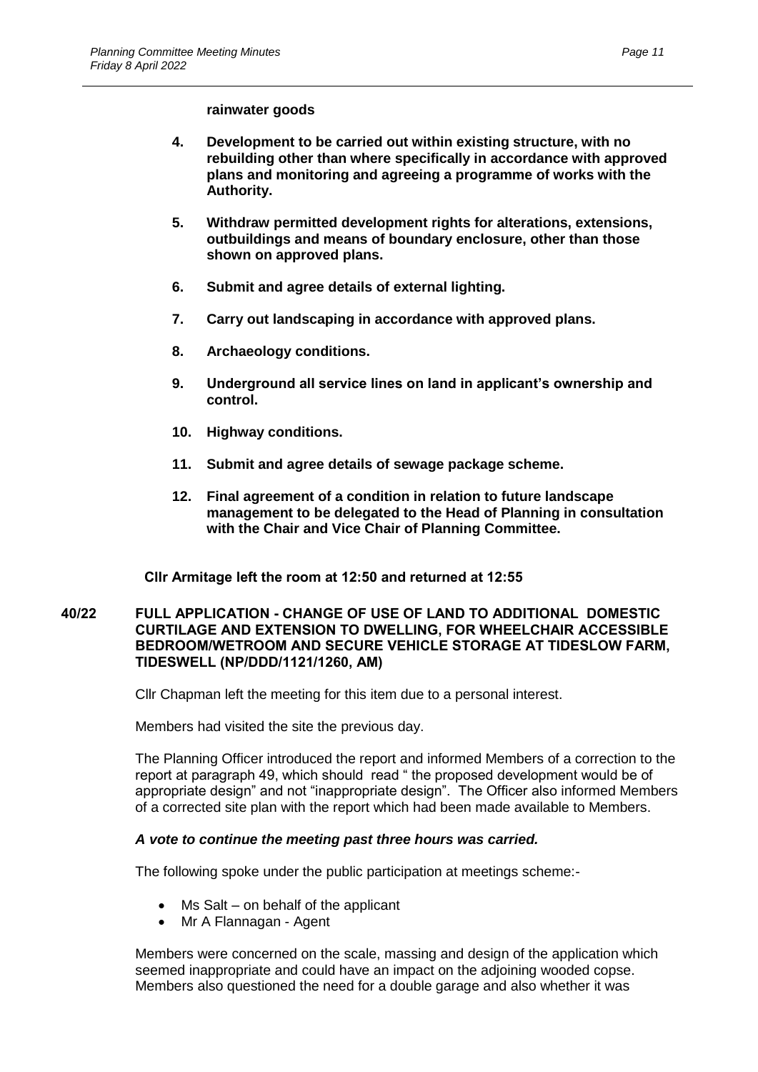**rainwater goods**

4. **Development to be carried out within existing structure, with no rebuilding other than where specifically in accordance with approved plans and monitoring and agreeing a programme of works with the Authority.**

5. **Withdraw permitted development rights for alterations, extensions, outbuildings and means of boundary enclosure, other than those shown on approved plans.**

6. **Submit and agree details of external lighting.**

7. **Carry out landscaping in accordance with approved plans.**

8. **Archaeology conditions.**

9. **Underground all service lines on land in applicant's ownership and control.**

10. **Highway conditions.**

11. **Submit and agree details of sewage package scheme.**

12. **Final agreement of a condition in relation to future landscape management to be delegated to the Head of Planning in consultation with the Chair and Vice Chair of Planning Committee.**

**Cllr Armitage left the room at 12:50 and returned at 12:55**

**40/22 FULL APPLICATION - CHANGE OF USE OF LAND TO ADDITIONAL DOMESTIC CURTILAGE AND EXTENSION TO DWELLING, FOR WHEELCHAIR ACCESSIBLE BEDROOM/WETROOM AND SECURE VEHICLE STORAGE AT TIDESLOW FARM, TIDESWELL (NP/DDD/1121/1260, AM)**

Cllr Chapman left the meeting for this item due to a personal interest.

Members had visited the site the previous day.

The Planning Officer introduced the report and informed Members of a correction to the report at paragraph 49, which should read " the proposed development would be of appropriate design" and not "inappropriate design". The Officer also informed Members of a corrected site plan with the report which had been made available to Members.

***A vote to continue the meeting past three hours was carried.***

The following spoke under the public participation at meetings scheme:-

- Ms Salt – on behalf of the applicant
- Mr A Flannagan - Agent

Members were concerned on the scale, massing and design of the application which seemed inappropriate and could have an impact on the adjoining wooded copse. Members also questioned the need for a double garage and also whether it was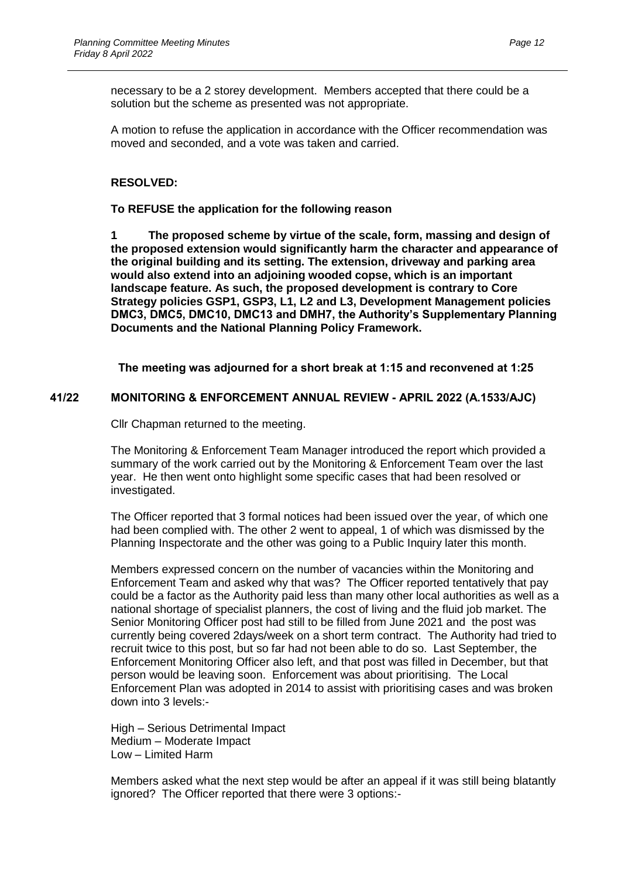necessary to be a 2 storey development. Members accepted that there could be a solution but the scheme as presented was not appropriate.

A motion to refuse the application in accordance with the Officer recommendation was moved and seconded, and a vote was taken and carried.

**RESOLVED:**

**To REFUSE the application for the following reason**

**1 The proposed scheme by virtue of the scale, form, massing and design of the proposed extension would significantly harm the character and appearance of the original building and its setting. The extension, driveway and parking area would also extend into an adjoining wooded copse, which is an important landscape feature. As such, the proposed development is contrary to Core Strategy policies GSP1, GSP3, L1, L2 and L3, Development Management policies DMC3, DMC5, DMC10, DMC13 and DMH7, the Authority's Supplementary Planning Documents and the National Planning Policy Framework.**

**The meeting was adjourned for a short break at 1:15 and reconvened at 1:25**

## 41/22 MONITORING & ENFORCEMENT ANNUAL REVIEW - APRIL 2022 (A.1533/AJC)

Cllr Chapman returned to the meeting.

The Monitoring & Enforcement Team Manager introduced the report which provided a summary of the work carried out by the Monitoring & Enforcement Team over the last year. He then went onto highlight some specific cases that had been resolved or investigated.

The Officer reported that 3 formal notices had been issued over the year, of which one had been complied with. The other 2 went to appeal, 1 of which was dismissed by the Planning Inspectorate and the other was going to a Public Inquiry later this month.

Members expressed concern on the number of vacancies within the Monitoring and Enforcement Team and asked why that was? The Officer reported tentatively that pay could be a factor as the Authority paid less than many other local authorities as well as a national shortage of specialist planners, the cost of living and the fluid job market. The Senior Monitoring Officer post had still to be filled from June 2021 and the post was currently being covered 2days/week on a short term contract. The Authority had tried to recruit twice to this post, but so far had not been able to do so. Last September, the Enforcement Monitoring Officer also left, and that post was filled in December, but that person would be leaving soon. Enforcement was about prioritising. The Local Enforcement Plan was adopted in 2014 to assist with prioritising cases and was broken down into 3 levels:-

High – Serious Detrimental Impact
Medium – Moderate Impact
Low – Limited Harm

Members asked what the next step would be after an appeal if it was still being blatantly ignored? The Officer reported that there were 3 options:-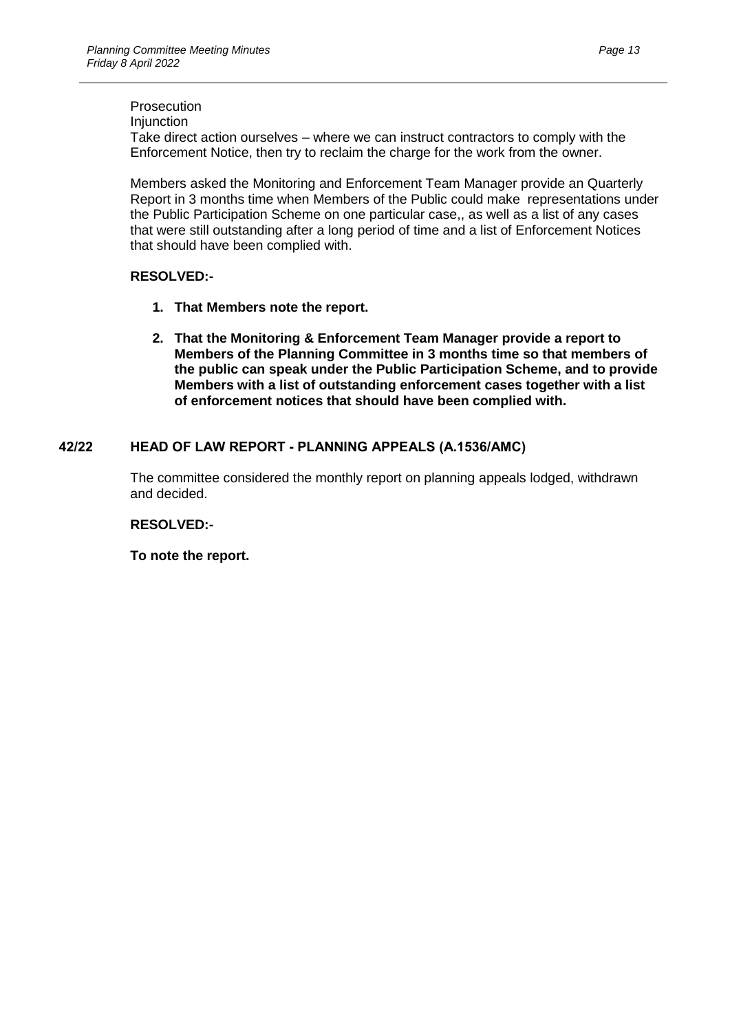Prosecution
Injunction
Take direct action ourselves – where we can instruct contractors to comply with the Enforcement Notice, then try to reclaim the charge for the work from the owner.

Members asked the Monitoring and Enforcement Team Manager provide an Quarterly Report in 3 months time when Members of the Public could make representations under the Public Participation Scheme on one particular case,, as well as a list of any cases that were still outstanding after a long period of time and a list of Enforcement Notices that should have been complied with.

**RESOLVED:-**

1. **That Members note the report.**
2. **That the Monitoring & Enforcement Team Manager provide a report to Members of the Planning Committee in 3 months time so that members of the public can speak under the Public Participation Scheme, and to provide Members with a list of outstanding enforcement cases together with a list of enforcement notices that should have been complied with.**

## 42/22 HEAD OF LAW REPORT - PLANNING APPEALS (A.1536/AMC)

The committee considered the monthly report on planning appeals lodged, withdrawn and decided.

**RESOLVED:-**

**To note the report.**